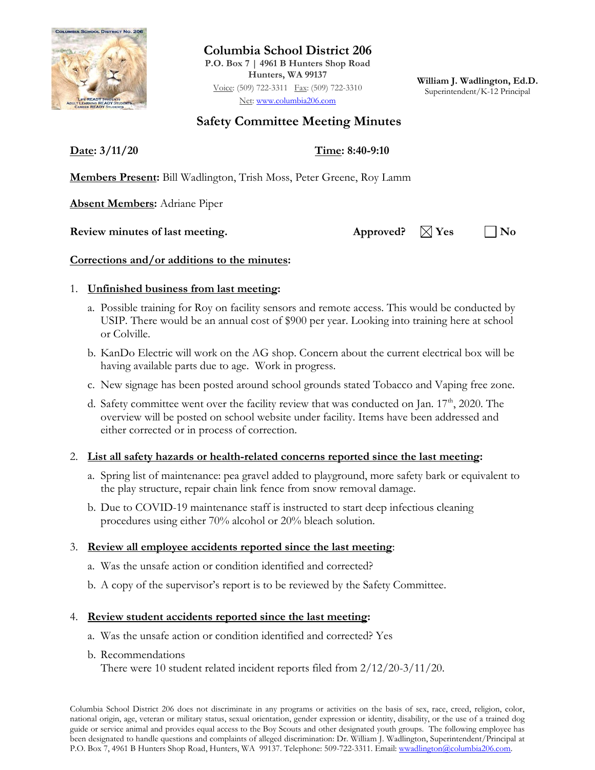# Columbia School District 206

**P.O. Box 7 | 4961 B Hunters Shop Road**
**Hunters, WA 99137**
Voice: (509) 722-3311 Fax: (509) 722-3310
Net: www.columbia206.com

**William J. Wadlington, Ed.D.**
Superintendent/K-12 Principal

## Safety Committee Meeting Minutes

**Date: 3/11/20** **Time: 8:40-9:10**

**Members Present:** Bill Wadlington, Trish Moss, Peter Greene, Roy Lamm

**Absent Members:** Adriane Piper

**Review minutes of last meeting.** **Approved?** ☒ **Yes** ☐ **No**

**Corrections and/or additions to the minutes:**

1. **Unfinished business from last meeting:**
   a. Possible training for Roy on facility sensors and remote access. This would be conducted by USIP. There would be an annual cost of $900 per year. Looking into training here at school or Colville.
   b. KanDo Electric will work on the AG shop. Concern about the current electrical box will be having available parts due to age. Work in progress.
   c. New signage has been posted around school grounds stated Tobacco and Vaping free zone.
   d. Safety committee went over the facility review that was conducted on Jan. 17th, 2020. The overview will be posted on school website under facility. Items have been addressed and either corrected or in process of correction.

2. **List all safety hazards or health-related concerns reported since the last meeting:**
   a. Spring list of maintenance: pea gravel added to playground, more safety bark or equivalent to the play structure, repair chain link fence from snow removal damage.
   b. Due to COVID-19 maintenance staff is instructed to start deep infectious cleaning procedures using either 70% alcohol or 20% bleach solution.

3. **Review all employee accidents reported since the last meeting:**
   a. Was the unsafe action or condition identified and corrected?
   b. A copy of the supervisor's report is to be reviewed by the Safety Committee.

4. **Review student accidents reported since the last meeting:**
   a. Was the unsafe action or condition identified and corrected? Yes
   b. Recommendations
      There were 10 student related incident reports filed from 2/12/20-3/11/20.

Columbia School District 206 does not discriminate in any programs or activities on the basis of sex, race, creed, religion, color, national origin, age, veteran or military status, sexual orientation, gender expression or identity, disability, or the use of a trained dog guide or service animal and provides equal access to the Boy Scouts and other designated youth groups. The following employee has been designated to handle questions and complaints of alleged discrimination: Dr. William J. Wadlington, Superintendent/Principal at P.O. Box 7, 4961 B Hunters Shop Road, Hunters, WA 99137. Telephone: 509-722-3311. Email: wwadlington@columbia206.com.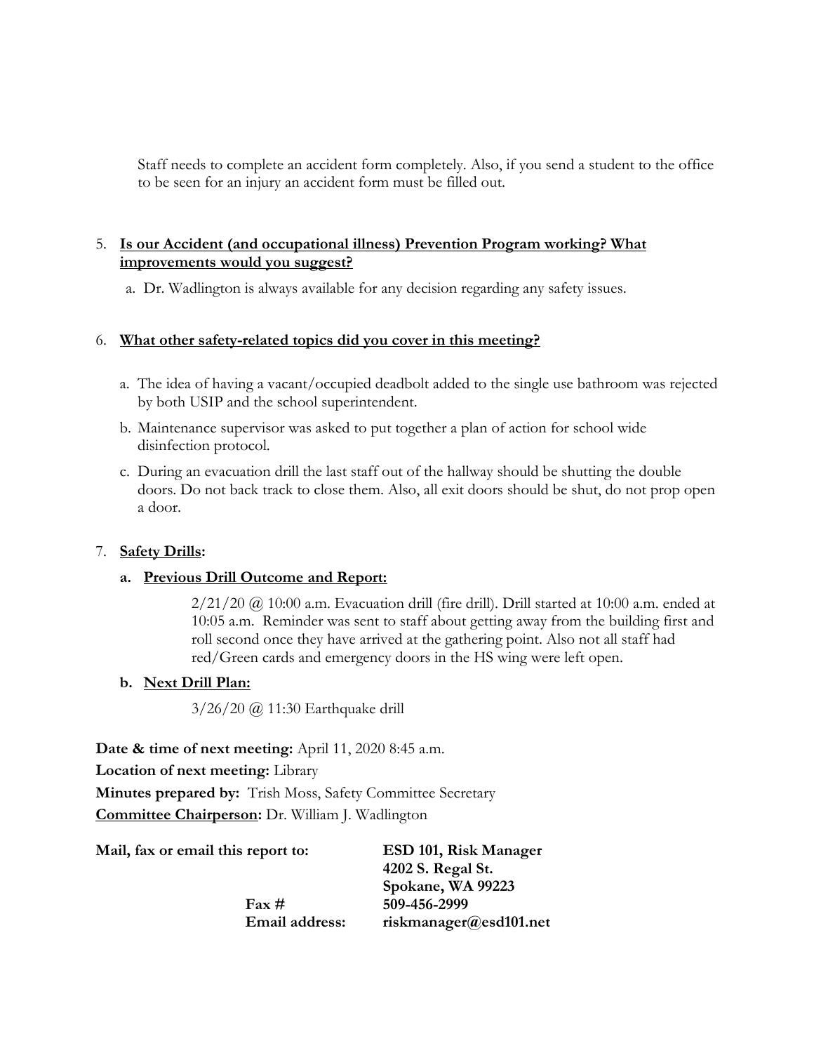Staff needs to complete an accident form completely. Also, if you send a student to the office to be seen for an injury an accident form must be filled out.

5. **Is our Accident (and occupational illness) Prevention Program working? What improvements would you suggest?**

   a. Dr. Wadlington is always available for any decision regarding any safety issues.

6. **What other safety-related topics did you cover in this meeting?**

   a. The idea of having a vacant/occupied deadbolt added to the single use bathroom was rejected by both USIP and the school superintendent.

   b. Maintenance supervisor was asked to put together a plan of action for school wide disinfection protocol.

   c. During an evacuation drill the last staff out of the hallway should be shutting the double doors. Do not back track to close them. Also, all exit doors should be shut, do not prop open a door.

7. **Safety Drills:**

   **a. Previous Drill Outcome and Report:**

   2/21/20 @ 10:00 a.m. Evacuation drill (fire drill). Drill started at 10:00 a.m. ended at 10:05 a.m. Reminder was sent to staff about getting away from the building first and roll second once they have arrived at the gathering point. Also not all staff had red/Green cards and emergency doors in the HS wing were left open.

   **b. Next Drill Plan:**

   3/26/20 @ 11:30 Earthquake drill

**Date & time of next meeting:** April 11, 2020 8:45 a.m.

**Location of next meeting:** Library

**Minutes prepared by:** Trish Moss, Safety Committee Secretary

**Committee Chairperson:** Dr. William J. Wadlington

**Mail, fax or email this report to:**

**ESD 101, Risk Manager**
**4202 S. Regal St.**
**Spokane, WA 99223**

**Fax #** **509-456-2999**
**Email address:** **riskmanager@esd101.net**